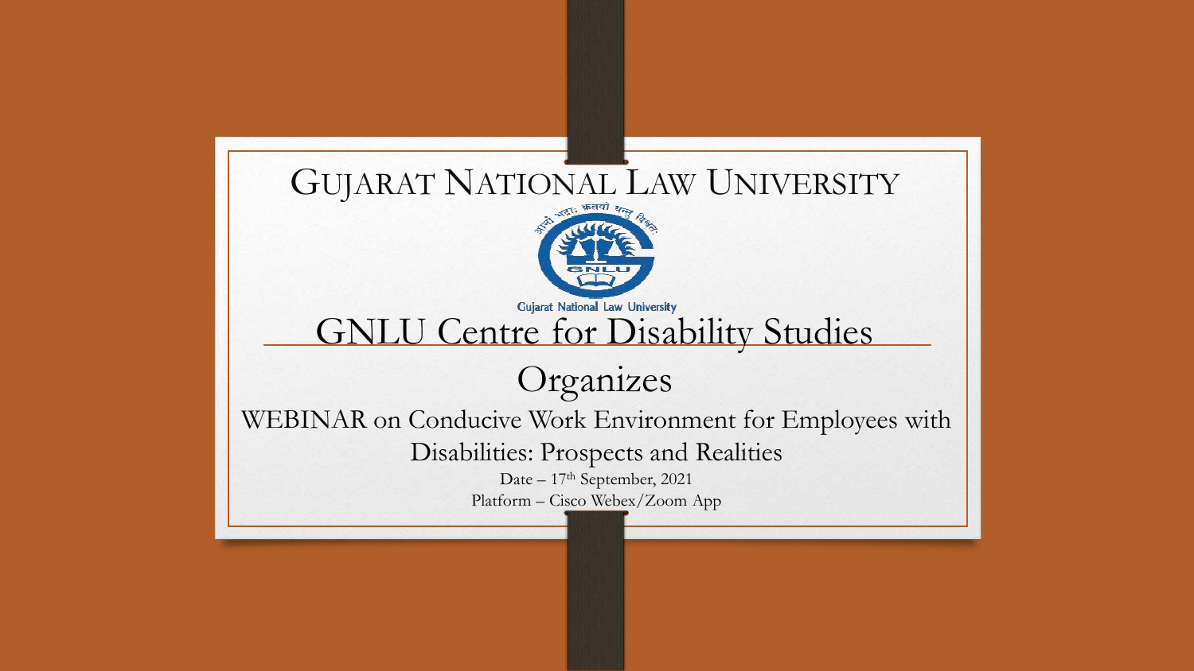# GUJARAT NATIONAL LAW UNIVERSITY

आनो भद्राः क्रतवो यन्तु विश्वतः

Gujarat National Law University

## GNLU Centre for Disability Studies

Organizes

WEBINAR on Conducive Work Environment for Employees with Disabilities: Prospects and Realities

Date – 17th September, 2021

Platform – Cisco Webex/Zoom App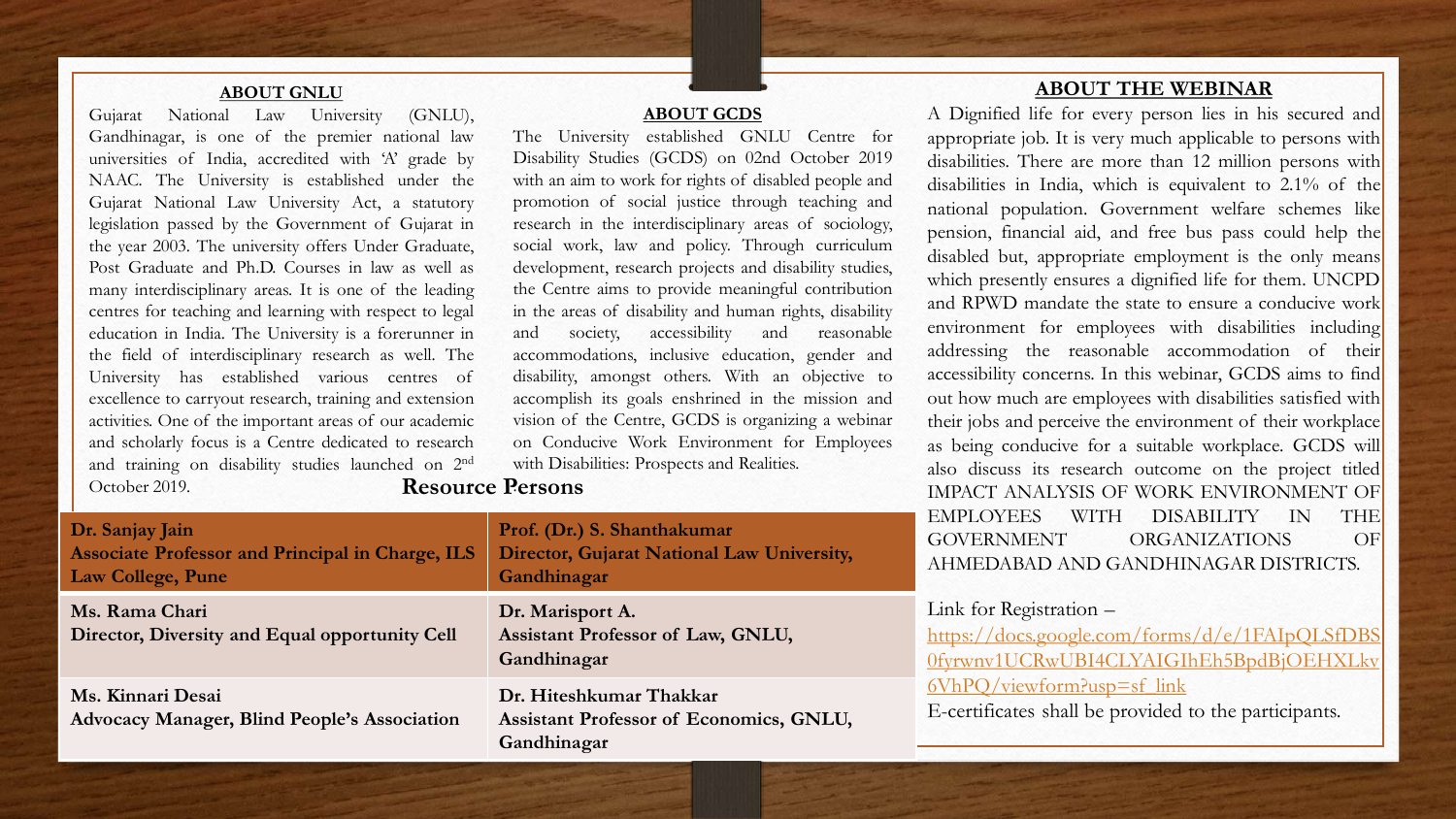## ABOUT GNLU

Gujarat National Law University (GNLU), Gandhinagar, is one of the premier national law universities of India, accredited with 'A' grade by NAAC. The University is established under the Gujarat National Law University Act, a statutory legislation passed by the Government of Gujarat in the year 2003. The university offers Under Graduate, Post Graduate and Ph.D. Courses in law as well as many interdisciplinary areas. It is one of the leading centres for teaching and learning with respect to legal education in India. The University is a forerunner in the field of interdisciplinary research as well. The University has established various centres of excellence to carryout research, training and extension activities. One of the important areas of our academic and scholarly focus is a Centre dedicated to research and training on disability studies launched on 2nd October 2019.

## ABOUT GCDS

The University established GNLU Centre for Disability Studies (GCDS) on 02nd October 2019 with an aim to work for rights of disabled people and promotion of social justice through teaching and research in the interdisciplinary areas of sociology, social work, law and policy. Through curriculum development, research projects and disability studies, the Centre aims to provide meaningful contribution in the areas of disability and human rights, disability and society, accessibility and reasonable accommodations, inclusive education, gender and disability, amongst others. With an objective to accomplish its goals enshrined in the mission and vision of the Centre, GCDS is organizing a webinar on Conducive Work Environment for Employees with Disabilities: Prospects and Realities.

## Resource Persons

| | |
|---|---|
| **Dr. Sanjay Jain**<br>**Associate Professor and Principal in Charge, ILS Law College, Pune** | **Prof. (Dr.) S. Shanthakumar**<br>**Director, Gujarat National Law University, Gandhinagar** |
| **Ms. Rama Chari**<br>**Director, Diversity and Equal opportunity Cell** | **Dr. Marisport A.**<br>**Assistant Professor of Law, GNLU, Gandhinagar** |
| **Ms. Kinnari Desai**<br>**Advocacy Manager, Blind People's Association** | **Dr. Hiteshkumar Thakkar**<br>**Assistant Professor of Economics, GNLU, Gandhinagar** |

## ABOUT THE WEBINAR

A Dignified life for every person lies in his secured and appropriate job. It is very much applicable to persons with disabilities. There are more than 12 million persons with disabilities in India, which is equivalent to 2.1% of the national population. Government welfare schemes like pension, financial aid, and free bus pass could help the disabled but, appropriate employment is the only means which presently ensures a dignified life for them. UNCPD and RPWD mandate the state to ensure a conducive work environment for employees with disabilities including addressing the reasonable accommodation of their accessibility concerns. In this webinar, GCDS aims to find out how much are employees with disabilities satisfied with their jobs and perceive the environment of their workplace as being conducive for a suitable workplace. GCDS will also discuss its research outcome on the project titled IMPACT ANALYSIS OF WORK ENVIRONMENT OF EMPLOYEES WITH DISABILITY IN THE GOVERNMENT ORGANIZATIONS OF AHMEDABAD AND GANDHINAGAR DISTRICTS.

Link for Registration – https://docs.google.com/forms/d/e/1FAIpQLSfDBS0fyrwnv1UCRwUBI4CLYAIGIhEh5BpdBjOEHXLkv6VhPQ/viewform?usp=sf_link

E-certificates shall be provided to the participants.